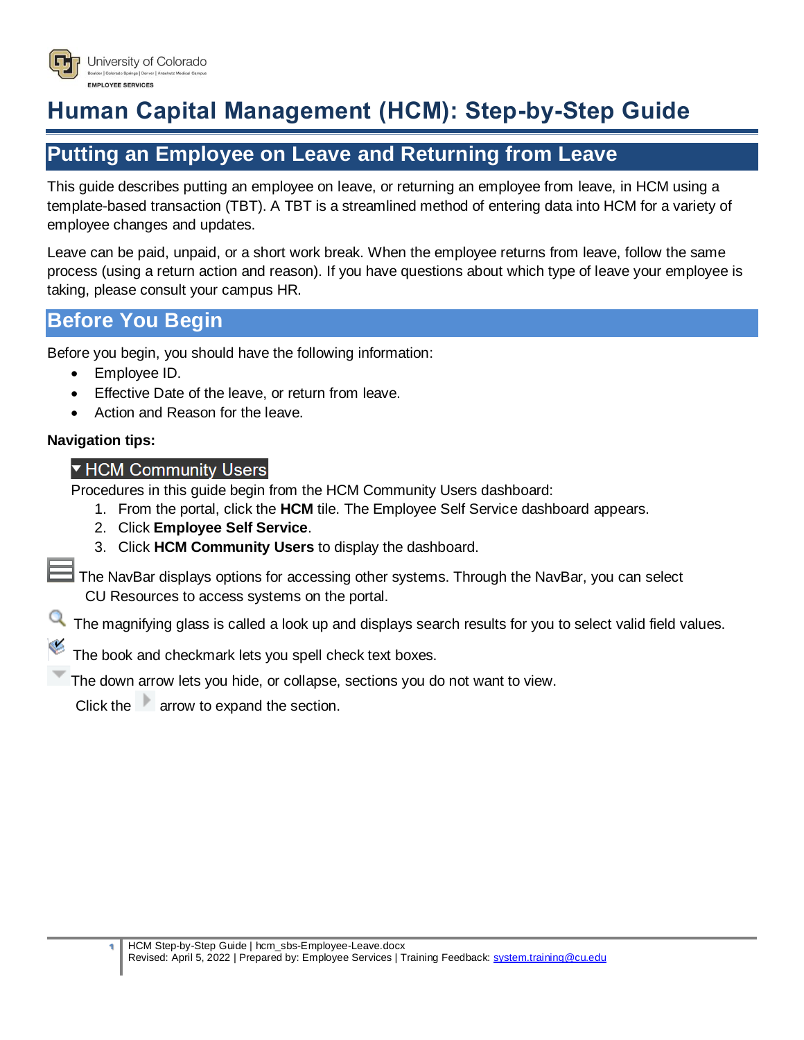# Human Capital Management (HCM): Step-by-Step Guide

## Putting an Employee on Leave and Returning from Leave

This guide describes putting an employee on leave, or returning an employee from leave, in HCM using a template-based transaction (TBT). A TBT is a streamlined method of entering data into HCM for a variety of employee changes and updates.

Leave can be paid, unpaid, or a short work break. When the employee returns from leave, follow the same process (using a return action and reason). If you have questions about which type of leave your employee is taking, please consult your campus HR.

## Before You Begin

Before you begin, you should have the following information:

- Employee ID.
- Effective Date of the leave, or return from leave.
- Action and Reason for the leave.

**Navigation tips:**

**▾ HCM Community Users**

Procedures in this guide begin from the HCM Community Users dashboard:

1. From the portal, click the **HCM** tile. The Employee Self Service dashboard appears.
2. Click **Employee Self Service**.
3. Click **HCM Community Users** to display the dashboard.

The NavBar displays options for accessing other systems. Through the NavBar, you can select CU Resources to access systems on the portal.

The magnifying glass is called a look up and displays search results for you to select valid field values.

The book and checkmark lets you spell check text boxes.

The down arrow lets you hide, or collapse, sections you do not want to view.

Click the arrow to expand the section.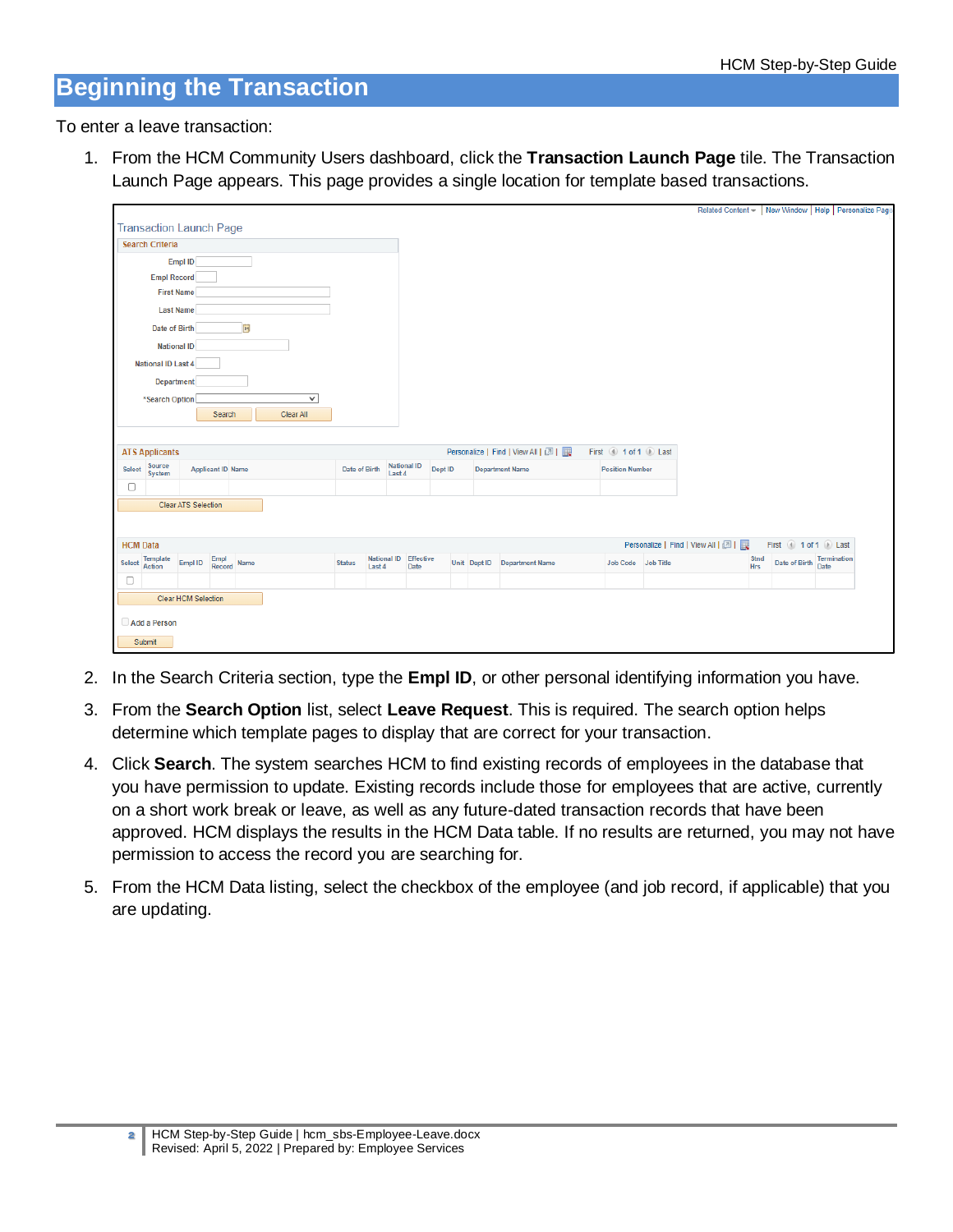# Beginning the Transaction

To enter a leave transaction:

1. From the HCM Community Users dashboard, click the **Transaction Launch Page** tile. The Transaction Launch Page appears. This page provides a single location for template based transactions.

2. In the Search Criteria section, type the **Empl ID**, or other personal identifying information you have.

3. From the **Search Option** list, select **Leave Request**. This is required. The search option helps determine which template pages to display that are correct for your transaction.

4. Click **Search**. The system searches HCM to find existing records of employees in the database that you have permission to update. Existing records include those for employees that are active, currently on a short work break or leave, as well as any future-dated transaction records that have been approved. HCM displays the results in the HCM Data table. If no results are returned, you may not have permission to access the record you are searching for.

5. From the HCM Data listing, select the checkbox of the employee (and job record, if applicable) that you are updating.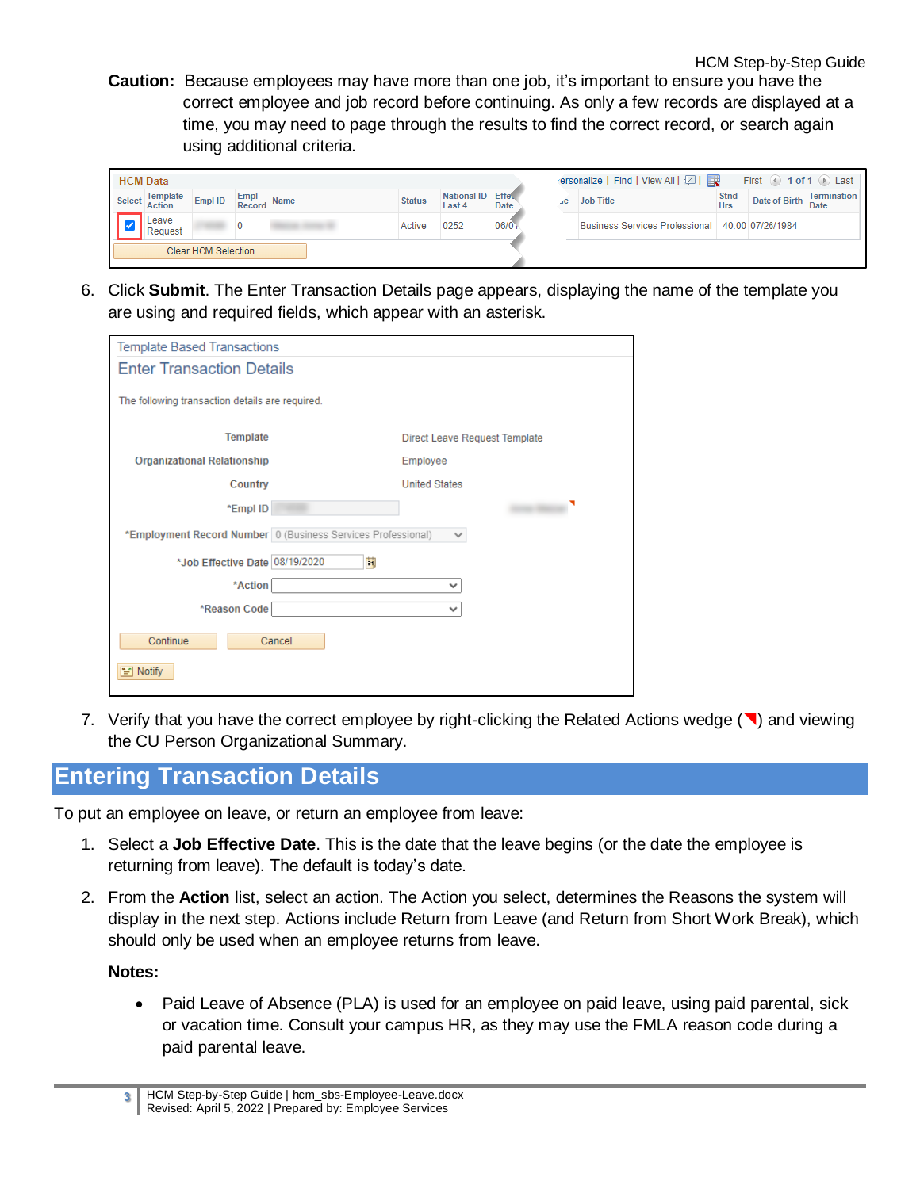**Caution:** Because employees may have more than one job, it's important to ensure you have the correct employee and job record before continuing. As only a few records are displayed at a time, you may need to page through the results to find the correct record, or search again using additional criteria.

6. Click **Submit**. The Enter Transaction Details page appears, displaying the name of the template you are using and required fields, which appear with an asterisk.

7. Verify that you have the correct employee by right-clicking the Related Actions wedge (◥) and viewing the CU Person Organizational Summary.

## Entering Transaction Details

To put an employee on leave, or return an employee from leave:

1. Select a **Job Effective Date**. This is the date that the leave begins (or the date the employee is returning from leave). The default is today's date.

2. From the **Action** list, select an action. The Action you select, determines the Reasons the system will display in the next step. Actions include Return from Leave (and Return from Short Work Break), which should only be used when an employee returns from leave.

   **Notes:**

   - Paid Leave of Absence (PLA) is used for an employee on paid leave, using paid parental, sick or vacation time. Consult your campus HR, as they may use the FMLA reason code during a paid parental leave.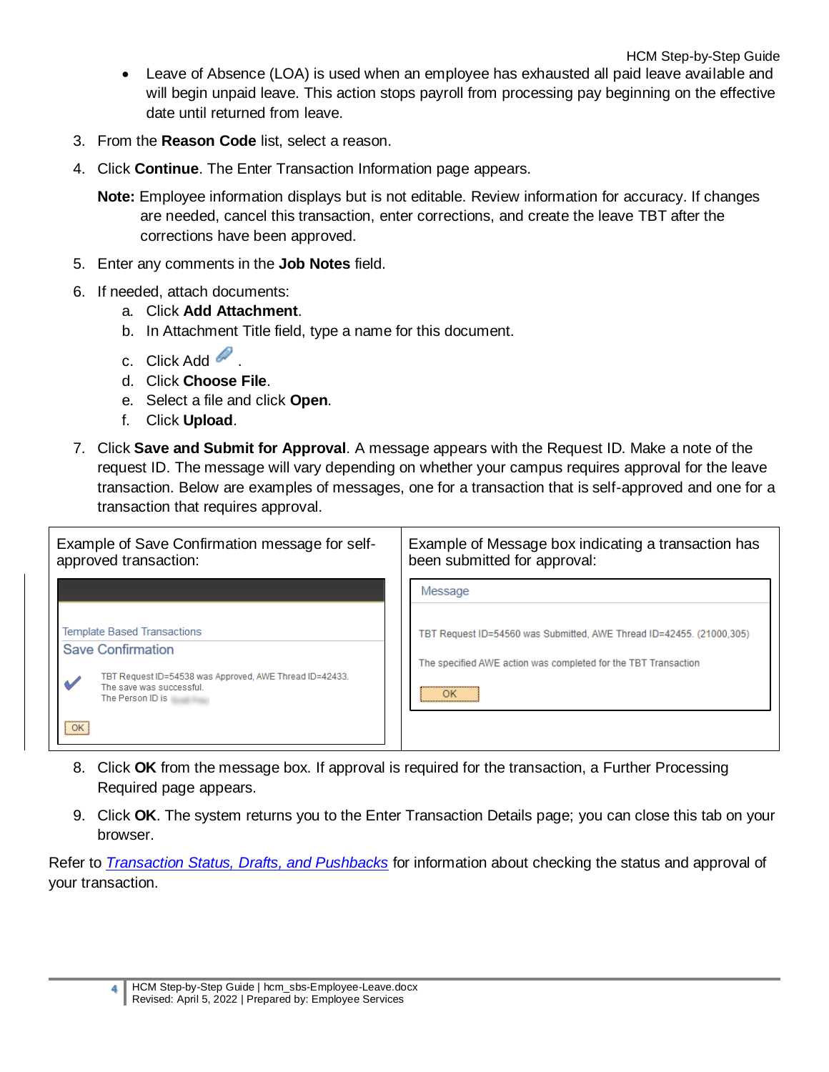- Leave of Absence (LOA) is used when an employee has exhausted all paid leave available and will begin unpaid leave. This action stops payroll from processing pay beginning on the effective date until returned from leave.

3. From the **Reason Code** list, select a reason.
4. Click **Continue**. The Enter Transaction Information page appears.

   **Note:** Employee information displays but is not editable. Review information for accuracy. If changes are needed, cancel this transaction, enter corrections, and create the leave TBT after the corrections have been approved.

5. Enter any comments in the **Job Notes** field.
6. If needed, attach documents:
   a. Click **Add Attachment**.
   b. In Attachment Title field, type a name for this document.
   c. Click Add .
   d. Click **Choose File**.
   e. Select a file and click **Open**.
   f. Click **Upload**.
7. Click **Save and Submit for Approval**. A message appears with the Request ID. Make a note of the request ID. The message will vary depending on whether your campus requires approval for the leave transaction. Below are examples of messages, one for a transaction that is self-approved and one for a transaction that requires approval.

| Example of Save Confirmation message for self-approved transaction: | Example of Message box indicating a transaction has been submitted for approval: |
| --- | --- |
| Template Based Transactions<br>Save Confirmation<br>TBT Request ID=54538 was Approved, AWE Thread ID=42433.<br>The save was successful.<br>The Person ID is<br>OK | Message<br>TBT Request ID=54560 was Submitted, AWE Thread ID=42455. (21000,305)<br>The specified AWE action was completed for the TBT Transaction<br>OK |

8. Click **OK** from the message box. If approval is required for the transaction, a Further Processing Required page appears.
9. Click **OK**. The system returns you to the Enter Transaction Details page; you can close this tab on your browser.

Refer to *Transaction Status, Drafts, and Pushbacks* for information about checking the status and approval of your transaction.